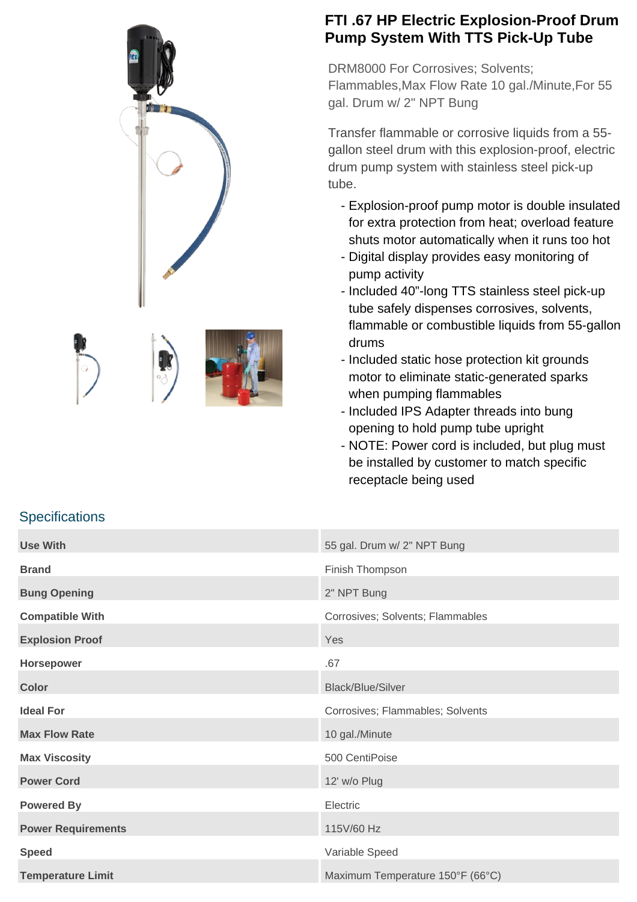# FTI .67 HP Electric Explosion-Proof Drum Pump System With TTS Pick-Up Tube

DRM8000 For Corrosives; Solvents; Flammables,Max Flow Rate 10 gal./Minute,For 55 gal. Drum w/ 2" NPT Bung

Transfer flammable or corrosive liquids from a 55-gallon steel drum with this explosion-proof, electric drum pump system with stainless steel pick-up tube.

- Explosion-proof pump motor is double insulated for extra protection from heat; overload feature shuts motor automatically when it runs too hot
- Digital display provides easy monitoring of pump activity
- Included 40"-long TTS stainless steel pick-up tube safely dispenses corrosives, solvents, flammable or combustible liquids from 55-gallon drums
- Included static hose protection kit grounds motor to eliminate static-generated sparks when pumping flammables
- Included IPS Adapter threads into bung opening to hold pump tube upright
- NOTE: Power cord is included, but plug must be installed by customer to match specific receptacle being used

## Specifications

| | |
|---|---|
| **Use With** | 55 gal. Drum w/ 2" NPT Bung |
| **Brand** | Finish Thompson |
| **Bung Opening** | 2" NPT Bung |
| **Compatible With** | Corrosives; Solvents; Flammables |
| **Explosion Proof** | Yes |
| **Horsepower** | .67 |
| **Color** | Black/Blue/Silver |
| **Ideal For** | Corrosives; Flammables; Solvents |
| **Max Flow Rate** | 10 gal./Minute |
| **Max Viscosity** | 500 CentiPoise |
| **Power Cord** | 12' w/o Plug |
| **Powered By** | Electric |
| **Power Requirements** | 115V/60 Hz |
| **Speed** | Variable Speed |
| **Temperature Limit** | Maximum Temperature 150°F (66°C) |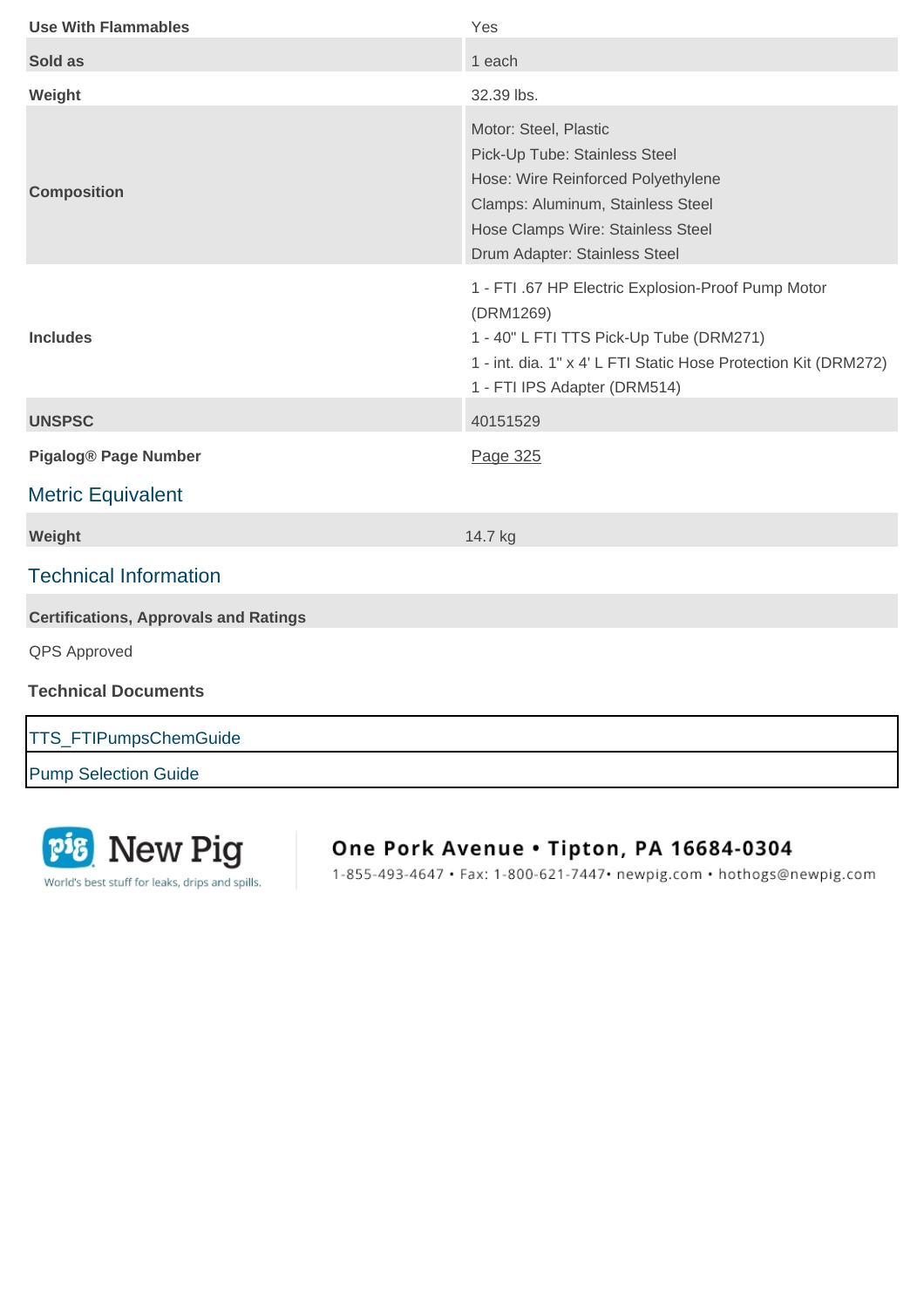| | |
|---|---|
| **Use With Flammables** | Yes |
| **Sold as** | 1 each |
| **Weight** | 32.39 lbs. |
| **Composition** | Motor: Steel, Plastic<br>Pick-Up Tube: Stainless Steel<br>Hose: Wire Reinforced Polyethylene<br>Clamps: Aluminum, Stainless Steel<br>Hose Clamps Wire: Stainless Steel<br>Drum Adapter: Stainless Steel |
| **Includes** | 1 - FTI .67 HP Electric Explosion-Proof Pump Motor (DRM1269)<br>1 - 40" L FTI TTS Pick-Up Tube (DRM271)<br>1 - int. dia. 1" x 4' L FTI Static Hose Protection Kit (DRM272)<br>1 - FTI IPS Adapter (DRM514) |
| **UNSPSC** | 40151529 |
| **Pigalog® Page Number** | Page 325 |

## Metric Equivalent

| | |
|---|---|
| **Weight** | 14.7 kg |

## Technical Information

**Certifications, Approvals and Ratings**

QPS Approved

**Technical Documents**

TTS_FTIPumpsChemGuide

Pump Selection Guide

New Pig
World's best stuff for leaks, drips and spills.

One Pork Avenue • Tipton, PA 16684-0304
1-855-493-4647 • Fax: 1-800-621-7447• newpig.com • hothogs@newpig.com